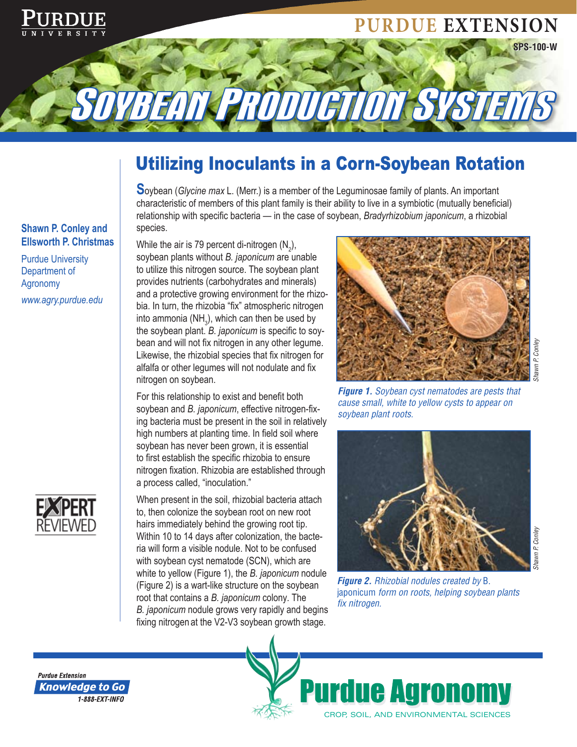# Soybean Production Systems

SPS-100-W

## Utilizing Inoculants in a Corn-Soybean Rotation

**Shawn P. Conley and Ellsworth P. Christmas**

Purdue University Department of Agronomy

*www.agry.purdue.edu*

Soybean (*Glycine max* L. (Merr.) is a member of the Leguminosae family of plants. An important characteristic of members of this plant family is their ability to live in a symbiotic (mutually beneficial) relationship with specific bacteria — in the case of soybean, *Bradyrhizobium japonicum*, a rhizobial species.

While the air is 79 percent di-nitrogen ($N_2$), soybean plants without *B. japonicum* are unable to utilize this nitrogen source. The soybean plant provides nutrients (carbohydrates and minerals) and a protective growing environment for the rhizobia. In turn, the rhizobia "fix" atmospheric nitrogen into ammonia ($NH_3$), which can then be used by the soybean plant. *B. japonicum* is specific to soybean and will not fix nitrogen in any other legume. Likewise, the rhizobial species that fix nitrogen for alfalfa or other legumes will not nodulate and fix nitrogen on soybean.

For this relationship to exist and benefit both soybean and *B. japonicum*, effective nitrogen-fixing bacteria must be present in the soil in relatively high numbers at planting time. In field soil where soybean has never been grown, it is essential to first establish the specific rhizobia to ensure nitrogen fixation. Rhizobia are established through a process called, "inoculation."

When present in the soil, rhizobial bacteria attach to, then colonize the soybean root on new root hairs immediately behind the growing root tip. Within 10 to 14 days after colonization, the bacteria will form a visible nodule. Not to be confused with soybean cyst nematode (SCN), which are white to yellow (Figure 1), the *B. japonicum* nodule (Figure 2) is a wart-like structure on the soybean root that contains a *B. japonicum* colony. The *B. japonicum* nodule grows very rapidly and begins fixing nitrogen at the V2-V3 soybean growth stage.

***Figure 1.*** *Soybean cyst nematodes are pests that cause small, white to yellow cysts to appear on soybean plant roots.* (Shawn P. Conley)

***Figure 2.*** *Rhizobial nodules created by* B. japonicum *form on roots, helping soybean plants fix nitrogen.* (Shawn P. Conley)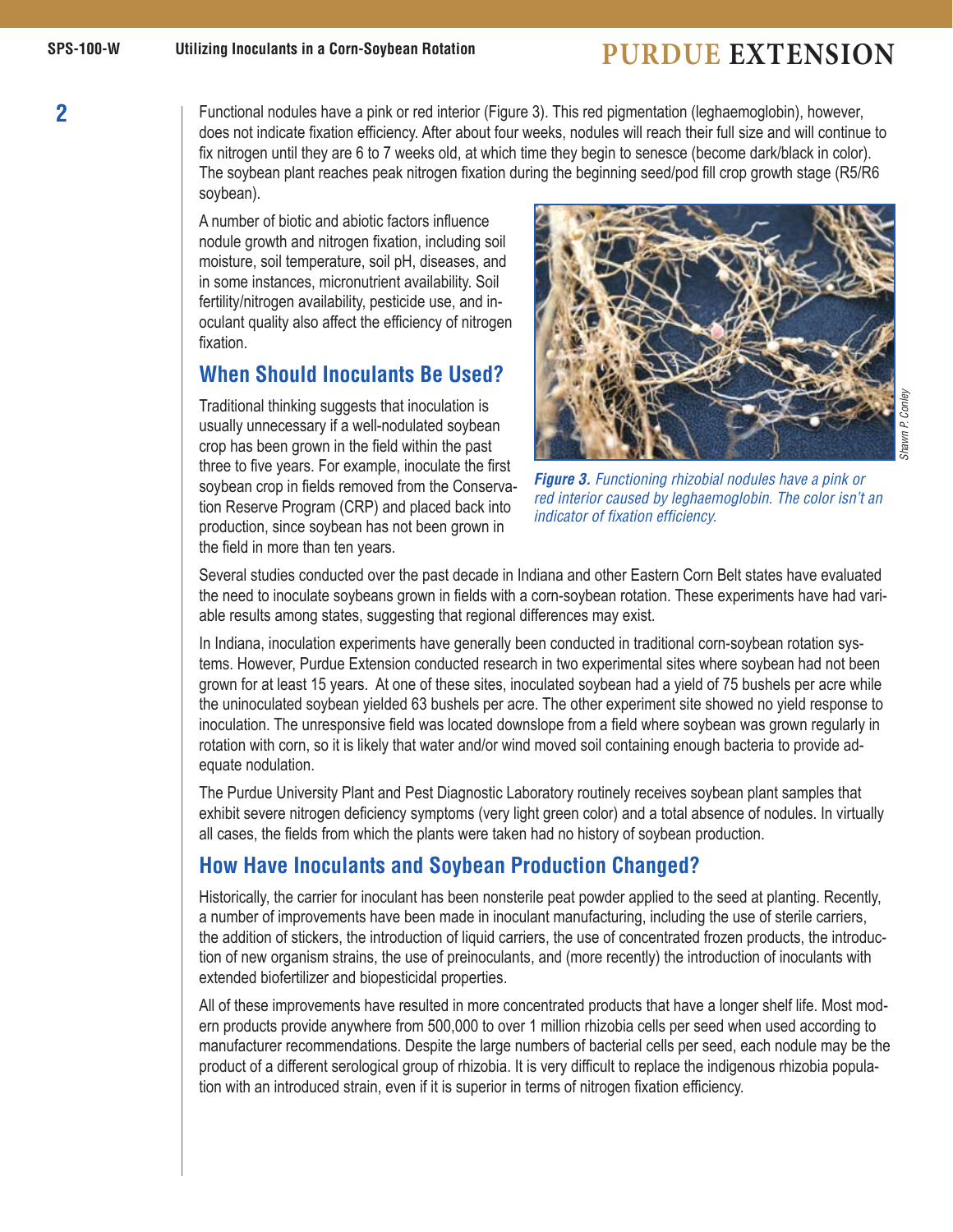Functional nodules have a pink or red interior (Figure 3). This red pigmentation (leghaemoglobin), however, does not indicate fixation efficiency. After about four weeks, nodules will reach their full size and will continue to fix nitrogen until they are 6 to 7 weeks old, at which time they begin to senesce (become dark/black in color). The soybean plant reaches peak nitrogen fixation during the beginning seed/pod fill crop growth stage (R5/R6 soybean).

A number of biotic and abiotic factors influence nodule growth and nitrogen fixation, including soil moisture, soil temperature, soil pH, diseases, and in some instances, micronutrient availability. Soil fertility/nitrogen availability, pesticide use, and inoculant quality also affect the efficiency of nitrogen fixation.

***Figure 3.*** *Functioning rhizobial nodules have a pink or red interior caused by leghaemoglobin. The color isn't an indicator of fixation efficiency.*

*Shawn P. Conley*

## When Should Inoculants Be Used?

Traditional thinking suggests that inoculation is usually unnecessary if a well-nodulated soybean crop has been grown in the field within the past three to five years. For example, inoculate the first soybean crop in fields removed from the Conservation Reserve Program (CRP) and placed back into production, since soybean has not been grown in the field in more than ten years.

Several studies conducted over the past decade in Indiana and other Eastern Corn Belt states have evaluated the need to inoculate soybeans grown in fields with a corn-soybean rotation. These experiments have had variable results among states, suggesting that regional differences may exist.

In Indiana, inoculation experiments have generally been conducted in traditional corn-soybean rotation systems. However, Purdue Extension conducted research in two experimental sites where soybean had not been grown for at least 15 years. At one of these sites, inoculated soybean had a yield of 75 bushels per acre while the uninoculated soybean yielded 63 bushels per acre. The other experiment site showed no yield response to inoculation. The unresponsive field was located downslope from a field where soybean was grown regularly in rotation with corn, so it is likely that water and/or wind moved soil containing enough bacteria to provide adequate nodulation.

The Purdue University Plant and Pest Diagnostic Laboratory routinely receives soybean plant samples that exhibit severe nitrogen deficiency symptoms (very light green color) and a total absence of nodules. In virtually all cases, the fields from which the plants were taken had no history of soybean production.

## How Have Inoculants and Soybean Production Changed?

Historically, the carrier for inoculant has been nonsterile peat powder applied to the seed at planting. Recently, a number of improvements have been made in inoculant manufacturing, including the use of sterile carriers, the addition of stickers, the introduction of liquid carriers, the use of concentrated frozen products, the introduction of new organism strains, the use of preinoculants, and (more recently) the introduction of inoculants with extended biofertilizer and biopesticidal properties.

All of these improvements have resulted in more concentrated products that have a longer shelf life. Most modern products provide anywhere from 500,000 to over 1 million rhizobia cells per seed when used according to manufacturer recommendations. Despite the large numbers of bacterial cells per seed, each nodule may be the product of a different serological group of rhizobia. It is very difficult to replace the indigenous rhizobia population with an introduced strain, even if it is superior in terms of nitrogen fixation efficiency.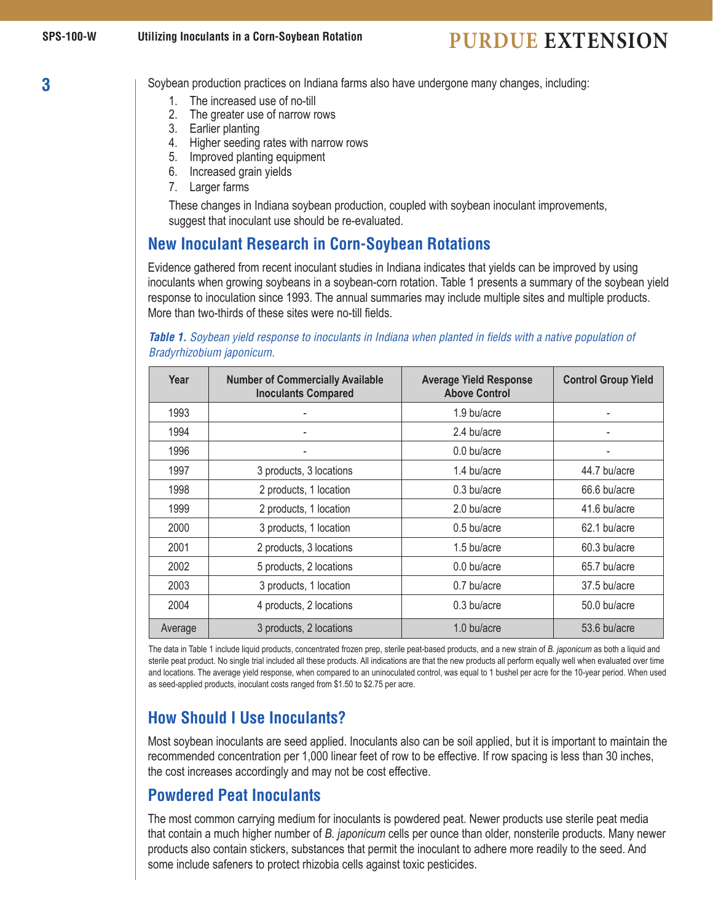Soybean production practices on Indiana farms also have undergone many changes, including:

1. The increased use of no-till
2. The greater use of narrow rows
3. Earlier planting
4. Higher seeding rates with narrow rows
5. Improved planting equipment
6. Increased grain yields
7. Larger farms

These changes in Indiana soybean production, coupled with soybean inoculant improvements, suggest that inoculant use should be re-evaluated.

## New Inoculant Research in Corn-Soybean Rotations

Evidence gathered from recent inoculant studies in Indiana indicates that yields can be improved by using inoculants when growing soybeans in a soybean-corn rotation. Table 1 presents a summary of the soybean yield response to inoculation since 1993. The annual summaries may include multiple sites and multiple products. More than two-thirds of these sites were no-till fields.

***Table 1.*** *Soybean yield response to inoculants in Indiana when planted in fields with a native population of Bradyrhizobium japonicum.*

| Year | Number of Commercially Available Inoculants Compared | Average Yield Response Above Control | Control Group Yield |
|---|---|---|---|
| 1993 | - | 1.9 bu/acre | - |
| 1994 | - | 2.4 bu/acre | - |
| 1996 | - | 0.0 bu/acre | - |
| 1997 | 3 products, 3 locations | 1.4 bu/acre | 44.7 bu/acre |
| 1998 | 2 products, 1 location | 0.3 bu/acre | 66.6 bu/acre |
| 1999 | 2 products, 1 location | 2.0 bu/acre | 41.6 bu/acre |
| 2000 | 3 products, 1 location | 0.5 bu/acre | 62.1 bu/acre |
| 2001 | 2 products, 3 locations | 1.5 bu/acre | 60.3 bu/acre |
| 2002 | 5 products, 2 locations | 0.0 bu/acre | 65.7 bu/acre |
| 2003 | 3 products, 1 location | 0.7 bu/acre | 37.5 bu/acre |
| 2004 | 4 products, 2 locations | 0.3 bu/acre | 50.0 bu/acre |
| Average | 3 products, 2 locations | 1.0 bu/acre | 53.6 bu/acre |

The data in Table 1 include liquid products, concentrated frozen prep, sterile peat-based products, and a new strain of *B. japonicum* as both a liquid and sterile peat product. No single trial included all these products. All indications are that the new products all perform equally well when evaluated over time and locations. The average yield response, when compared to an uninoculated control, was equal to 1 bushel per acre for the 10-year period. When used as seed-applied products, inoculant costs ranged from $1.50 to $2.75 per acre.

## How Should I Use Inoculants?

Most soybean inoculants are seed applied. Inoculants also can be soil applied, but it is important to maintain the recommended concentration per 1,000 linear feet of row to be effective. If row spacing is less than 30 inches, the cost increases accordingly and may not be cost effective.

## Powdered Peat Inoculants

The most common carrying medium for inoculants is powdered peat. Newer products use sterile peat media that contain a much higher number of *B. japonicum* cells per ounce than older, nonsterile products. Many newer products also contain stickers, substances that permit the inoculant to adhere more readily to the seed. And some include safeners to protect rhizobia cells against toxic pesticides.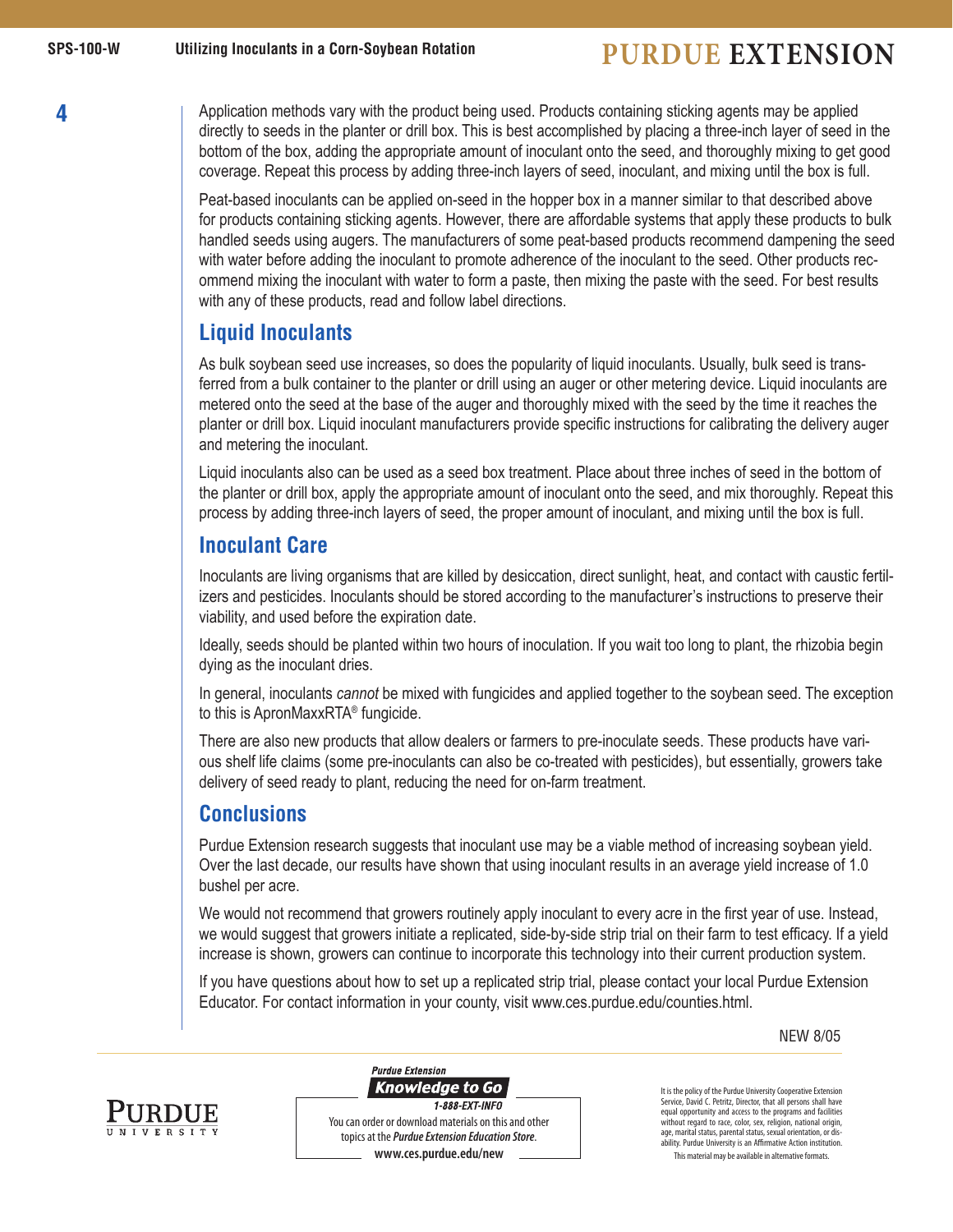Application methods vary with the product being used. Products containing sticking agents may be applied directly to seeds in the planter or drill box. This is best accomplished by placing a three-inch layer of seed in the bottom of the box, adding the appropriate amount of inoculant onto the seed, and thoroughly mixing to get good coverage. Repeat this process by adding three-inch layers of seed, inoculant, and mixing until the box is full.

Peat-based inoculants can be applied on-seed in the hopper box in a manner similar to that described above for products containing sticking agents. However, there are affordable systems that apply these products to bulk handled seeds using augers. The manufacturers of some peat-based products recommend dampening the seed with water before adding the inoculant to promote adherence of the inoculant to the seed. Other products recommend mixing the inoculant with water to form a paste, then mixing the paste with the seed. For best results with any of these products, read and follow label directions.

## Liquid Inoculants

As bulk soybean seed use increases, so does the popularity of liquid inoculants. Usually, bulk seed is transferred from a bulk container to the planter or drill using an auger or other metering device. Liquid inoculants are metered onto the seed at the base of the auger and thoroughly mixed with the seed by the time it reaches the planter or drill box. Liquid inoculant manufacturers provide specific instructions for calibrating the delivery auger and metering the inoculant.

Liquid inoculants also can be used as a seed box treatment. Place about three inches of seed in the bottom of the planter or drill box, apply the appropriate amount of inoculant onto the seed, and mix thoroughly. Repeat this process by adding three-inch layers of seed, the proper amount of inoculant, and mixing until the box is full.

## Inoculant Care

Inoculants are living organisms that are killed by desiccation, direct sunlight, heat, and contact with caustic fertilizers and pesticides. Inoculants should be stored according to the manufacturer's instructions to preserve their viability, and used before the expiration date.

Ideally, seeds should be planted within two hours of inoculation. If you wait too long to plant, the rhizobia begin dying as the inoculant dries.

In general, inoculants *cannot* be mixed with fungicides and applied together to the soybean seed. The exception to this is ApronMaxxRTA® fungicide.

There are also new products that allow dealers or farmers to pre-inoculate seeds. These products have various shelf life claims (some pre-inoculants can also be co-treated with pesticides), but essentially, growers take delivery of seed ready to plant, reducing the need for on-farm treatment.

## Conclusions

Purdue Extension research suggests that inoculant use may be a viable method of increasing soybean yield. Over the last decade, our results have shown that using inoculant results in an average yield increase of 1.0 bushel per acre.

We would not recommend that growers routinely apply inoculant to every acre in the first year of use. Instead, we would suggest that growers initiate a replicated, side-by-side strip trial on their farm to test efficacy. If a yield increase is shown, growers can continue to incorporate this technology into their current production system.

If you have questions about how to set up a replicated strip trial, please contact your local Purdue Extension Educator. For contact information in your county, visit www.ces.purdue.edu/counties.html.

NEW 8/05

Purdue University

Purdue Extension
**Knowledge to Go**
*1-888-EXT-INFO*

You can order or download materials on this and other topics at the *Purdue Extension Education Store*.
**www.ces.purdue.edu/new**

It is the policy of the Purdue University Cooperative Extension Service, David C. Petritz, Director, that all persons shall have equal opportunity and access to the programs and facilities without regard to race, color, sex, religion, national origin, age, marital status, parental status, sexual orientation, or disability. Purdue University is an Affirmative Action institution. This material may be available in alternative formats.